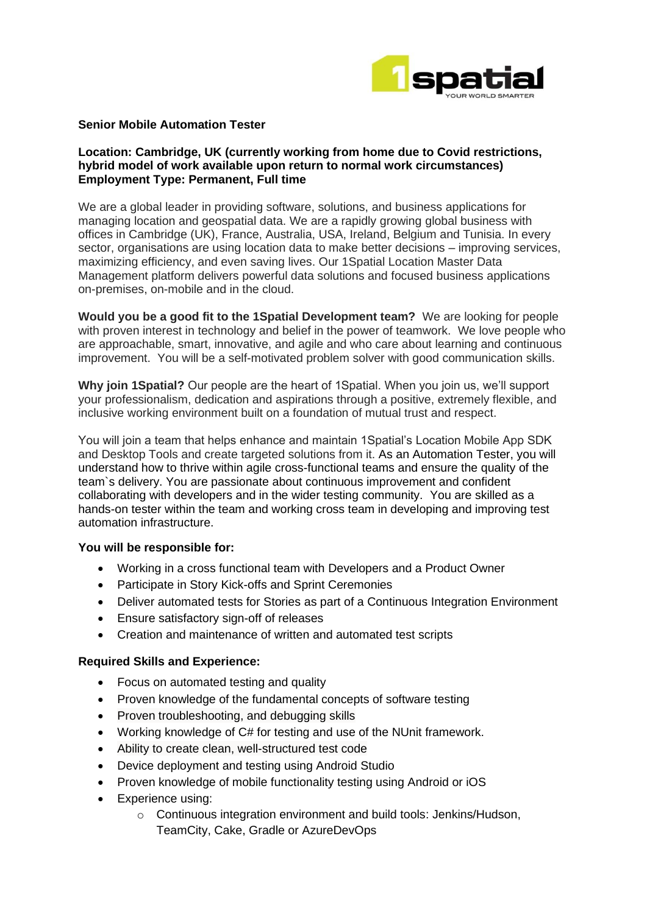**Senior Mobile Automation Tester**

**Location: Cambridge, UK (currently working from home due to Covid restrictions, hybrid model of work available upon return to normal work circumstances)**
**Employment Type: Permanent, Full time**

We are a global leader in providing software, solutions, and business applications for managing location and geospatial data. We are a rapidly growing global business with offices in Cambridge (UK), France, Australia, USA, Ireland, Belgium and Tunisia. In every sector, organisations are using location data to make better decisions – improving services, maximizing efficiency, and even saving lives. Our 1Spatial Location Master Data Management platform delivers powerful data solutions and focused business applications on-premises, on-mobile and in the cloud.

**Would you be a good fit to the 1Spatial Development team?** We are looking for people with proven interest in technology and belief in the power of teamwork. We love people who are approachable, smart, innovative, and agile and who care about learning and continuous improvement. You will be a self-motivated problem solver with good communication skills.

**Why join 1Spatial?** Our people are the heart of 1Spatial. When you join us, we'll support your professionalism, dedication and aspirations through a positive, extremely flexible, and inclusive working environment built on a foundation of mutual trust and respect.

You will join a team that helps enhance and maintain 1Spatial's Location Mobile App SDK and Desktop Tools and create targeted solutions from it. As an Automation Tester, you will understand how to thrive within agile cross-functional teams and ensure the quality of the team`s delivery. You are passionate about continuous improvement and confident collaborating with developers and in the wider testing community. You are skilled as a hands-on tester within the team and working cross team in developing and improving test automation infrastructure.

**You will be responsible for:**

- Working in a cross functional team with Developers and a Product Owner
- Participate in Story Kick-offs and Sprint Ceremonies
- Deliver automated tests for Stories as part of a Continuous Integration Environment
- Ensure satisfactory sign-off of releases
- Creation and maintenance of written and automated test scripts

**Required Skills and Experience:**

- Focus on automated testing and quality
- Proven knowledge of the fundamental concepts of software testing
- Proven troubleshooting, and debugging skills
- Working knowledge of C# for testing and use of the NUnit framework.
- Ability to create clean, well-structured test code
- Device deployment and testing using Android Studio
- Proven knowledge of mobile functionality testing using Android or iOS
- Experience using:
    - Continuous integration environment and build tools: Jenkins/Hudson, TeamCity, Cake, Gradle or AzureDevOps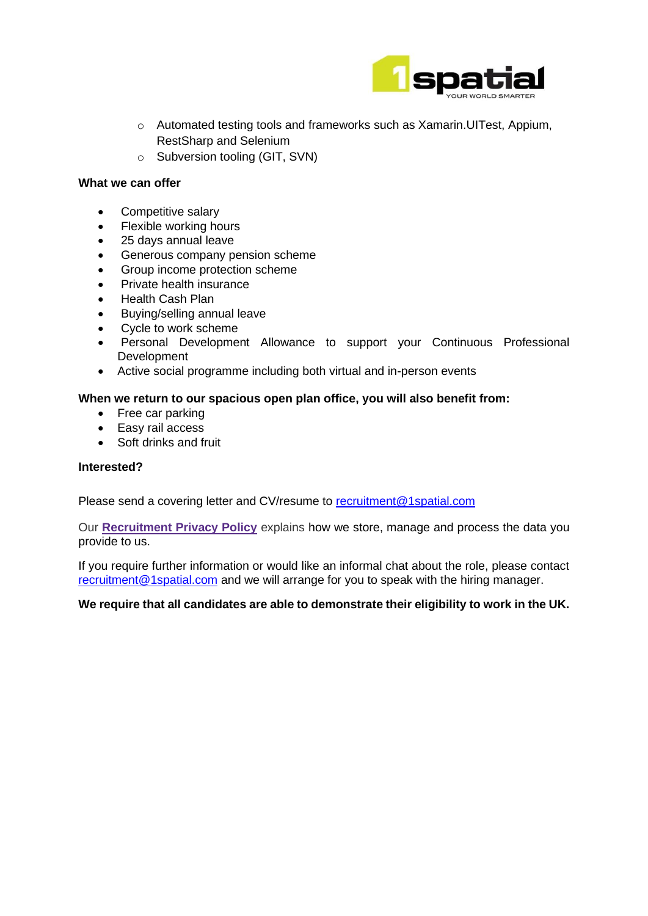- Automated testing tools and frameworks such as Xamarin.UITest, Appium, RestSharp and Selenium
- Subversion tooling (GIT, SVN)

**What we can offer**

- Competitive salary
- Flexible working hours
- 25 days annual leave
- Generous company pension scheme
- Group income protection scheme
- Private health insurance
- Health Cash Plan
- Buying/selling annual leave
- Cycle to work scheme
- Personal Development Allowance to support your Continuous Professional Development
- Active social programme including both virtual and in-person events

**When we return to our spacious open plan office, you will also benefit from:**

- Free car parking
- Easy rail access
- Soft drinks and fruit

**Interested?**

Please send a covering letter and CV/resume to recruitment@1spatial.com

Our **Recruitment Privacy Policy** explains how we store, manage and process the data you provide to us.

If you require further information or would like an informal chat about the role, please contact recruitment@1spatial.com and we will arrange for you to speak with the hiring manager.

**We require that all candidates are able to demonstrate their eligibility to work in the UK.**